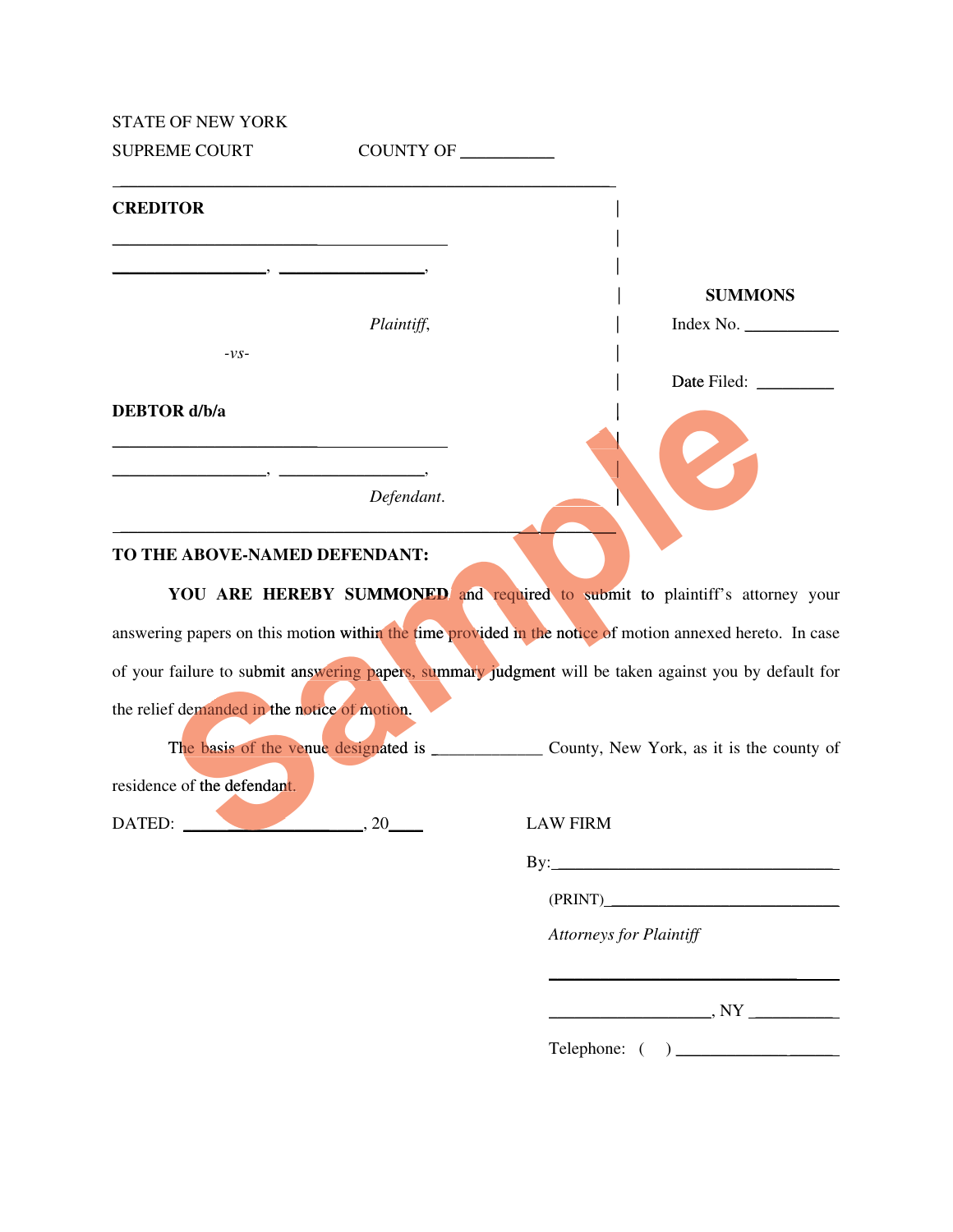STATE OF NEW YORK

SUPREME COURT COUNTY OF ___________

| | |
|---|---|
| **CREDITOR** | |
| ________________________________________ | |
| __________________, _________________, | **SUMMONS** |
| *Plaintiff*, | Index No. ___________ |
| -*vs*- | |
| | Date Filed: _________ |
| **DEBTOR d/b/a** | |
| ________________________________________ | |
| __________________, _________________, | |
| *Defendant*. | |

**TO THE ABOVE-NAMED DEFENDANT:**

**YOU ARE HEREBY SUMMONED** and required to submit to plaintiff's attorney your answering papers on this motion within the time provided in the notice of motion annexed hereto. In case of your failure to submit answering papers, summary judgment will be taken against you by default for the relief demanded in the notice of motion.

The basis of the venue designated is _____________ County, New York, as it is the county of residence of the defendant.

DATED: ____________________, 20____

LAW FIRM

By:___________________________________

(PRINT)_____________________________

*Attorneys for Plaintiff*

______________________________________

___________________, NY __________

Telephone: ( ) ____________________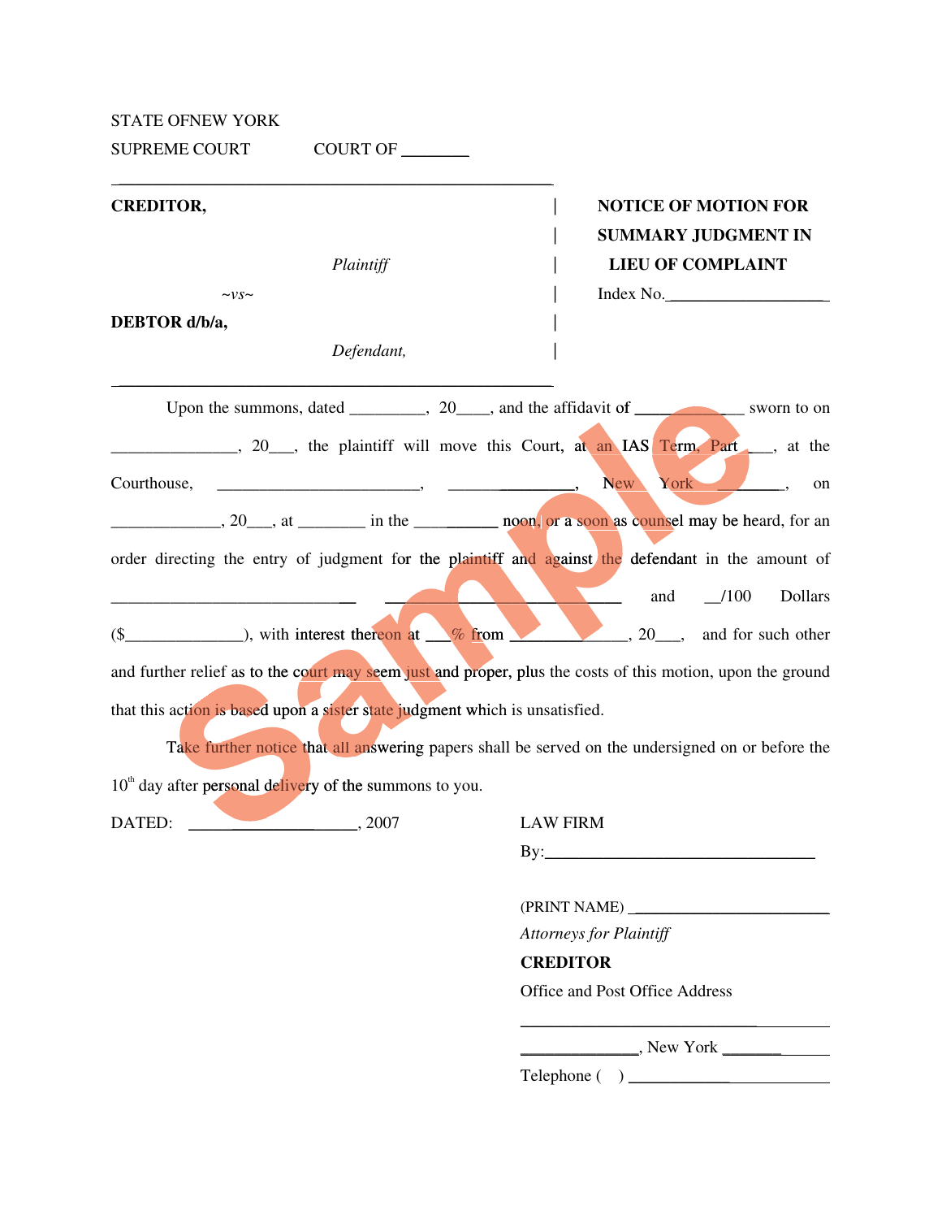STATE OFNEW YORK
SUPREME COURT COURT OF ________

| | |
|---|---|
| **CREDITOR,** *Plaintiff* ~vs~ **DEBTOR d/b/a,** *Defendant,* | **NOTICE OF MOTION FOR SUMMARY JUDGMENT IN LIEU OF COMPLAINT** Index No.___________________ |

Upon the summons, dated _________, 20____, and the affidavit of _____________ sworn to on _______________, 20___, the plaintiff will move this Court, at an IAS Term, Part ___, at the Courthouse, ________________________, _________________, New York _________, on _____________, 20___, at ________ in the ___________ noon, or a soon as counsel may be heard, for an order directing the entry of judgment for the plaintiff and against the defendant in the amount of ______________________________ ___________________________ and __/100 Dollars ($______________), with interest thereon at ___% from ______________, 20___, and for such other and further relief as to the court may seem just and proper, plus the costs of this motion, upon the ground that this action is based upon a sister state judgment which is unsatisfied.

Take further notice that all answering papers shall be served on the undersigned on or before the 10th day after personal delivery of the summons to you.

DATED: ____________________, 2007

LAW FIRM
By:_________________________________

(PRINT NAME) _________________________
*Attorneys for Plaintiff*
**CREDITOR**
Office and Post Office Address

_____________________________________
______________, New York ______________
Telephone ( ) _________________________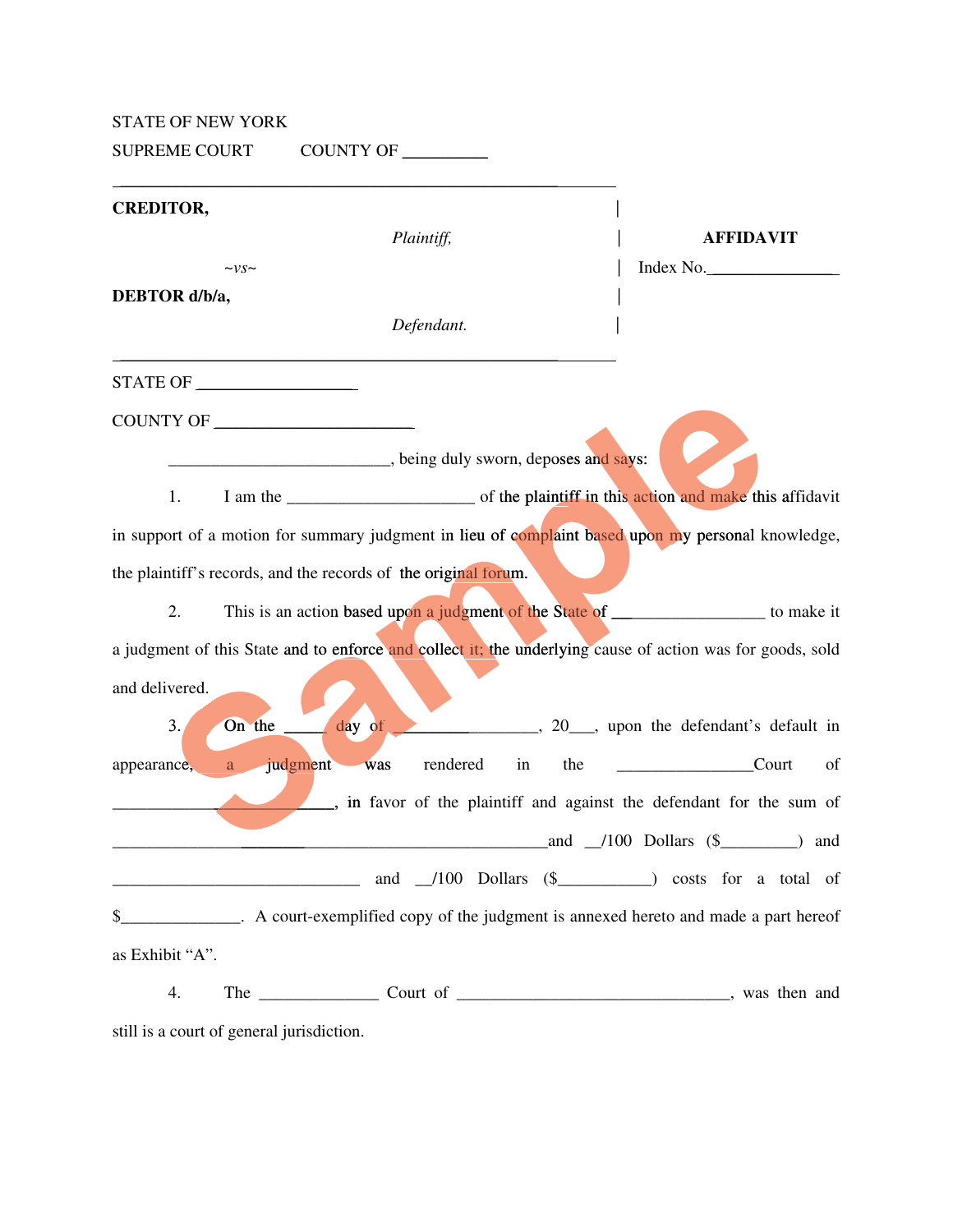STATE OF NEW YORK

SUPREME COURT          COUNTY OF __________

| | | |
|---|---|---|
| **CREDITOR,** | | |
| *Plaintiff,* | | **AFFIDAVIT** |
| ~vs~ | | Index No.________________ |
| **DEBTOR d/b/a,** | | |
| *Defendant.* | | |

STATE OF ___________________

COUNTY OF ________________________

__________________________, being duly sworn, deposes and says:

1. I am the _____________________ of the plaintiff in this action and make this affidavit in support of a motion for summary judgment in lieu of complaint based upon my personal knowledge, the plaintiff's records, and the records of the original forum.

2. This is an action based upon a judgment of the State of _________________ to make it a judgment of this State and to enforce and collect it; the underlying cause of action was for goods, sold and delivered.

3. On the _____ day of _________________, 20___, upon the defendant's default in appearance, a judgment was rendered in the ________________Court of _________________________, in favor of the plaintiff and against the defendant for the sum of _____________________________________________and __/100 Dollars ($_________) and ______________________________ and __/100 Dollars ($___________) costs for a total of $______________. A court-exemplified copy of the judgment is annexed hereto and made a part hereof as Exhibit "A".

4. The ______________ Court of _________________________________, was then and still is a court of general jurisdiction.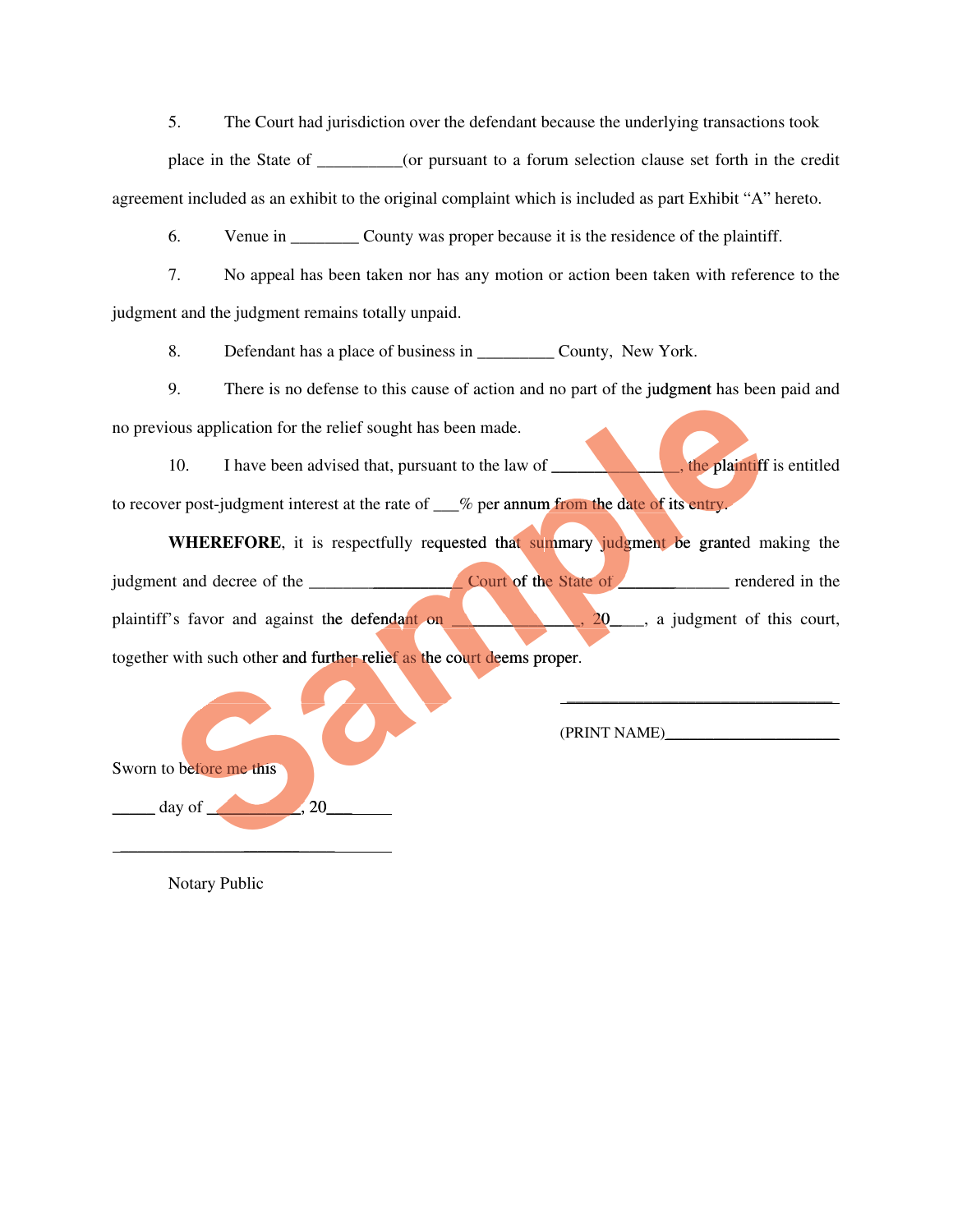5. The Court had jurisdiction over the defendant because the underlying transactions took place in the State of __________(or pursuant to a forum selection clause set forth in the credit agreement included as an exhibit to the original complaint which is included as part Exhibit "A" hereto.

6. Venue in ________ County was proper because it is the residence of the plaintiff.

7. No appeal has been taken nor has any motion or action been taken with reference to the judgment and the judgment remains totally unpaid.

8. Defendant has a place of business in _________ County, New York.

9. There is no defense to this cause of action and no part of the judgment has been paid and no previous application for the relief sought has been made.

10. I have been advised that, pursuant to the law of _______________, the plaintiff is entitled to recover post-judgment interest at the rate of ___% per annum from the date of its entry.

**WHEREFORE**, it is respectfully requested that summary judgment be granted making the judgment and decree of the ___________________ Court of the State of _____________ rendered in the plaintiff's favor and against the defendant on _______________, 20____, a judgment of this court, together with such other and further relief as the court deems proper.

_________________________________

(PRINT NAME)______________________

Sworn to before me this

_____ day of ___________, 20___

_______________________________

Notary Public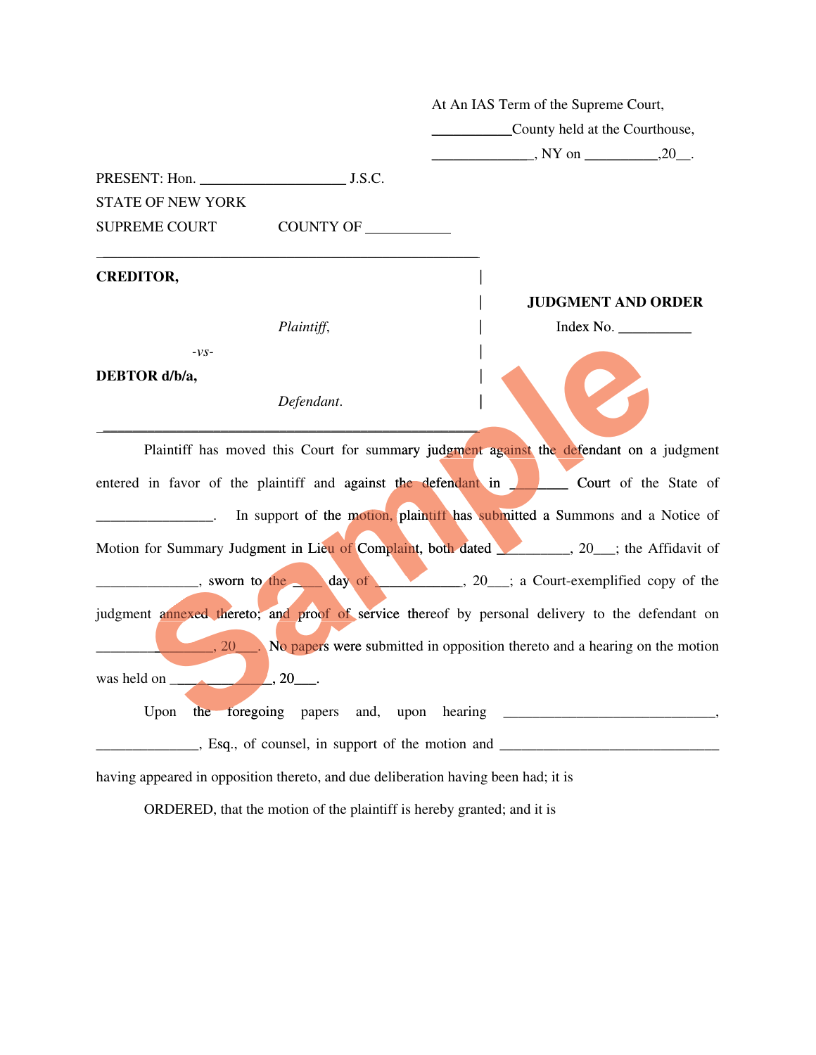At An IAS Term of the Supreme Court,

___________County held at the Courthouse,

______________, NY on __________,20__.

PRESENT: Hon. ____________________ J.S.C.

STATE OF NEW YORK

SUPREME COURT COUNTY OF ___________

**CREDITOR,**

*Plaintiff*,

*-vs-*

**DEBTOR d/b/a,**

*Defendant*.

**JUDGMENT AND ORDER**

Index No. __________

Plaintiff has moved this Court for summary judgment against the defendant on a judgment entered in favor of the plaintiff and against the defendant in ________ Court of the State of ________________. In support of the motion, plaintiff has submitted a Summons and a Notice of Motion for Summary Judgment in Lieu of Complaint, both dated __________, 20___; the Affidavit of ______________, sworn to the ____ day of ____________, 20___; a Court-exemplified copy of the judgment annexed thereto; and proof of service thereof by personal delivery to the defendant on _________________, 20____. No papers were submitted in opposition thereto and a hearing on the motion was held on ______________, 20___.

Upon the foregoing papers and, upon hearing ______________________________, ______________, Esq., of counsel, in support of the motion and _______________________________ having appeared in opposition thereto, and due deliberation having been had; it is

ORDERED, that the motion of the plaintiff is hereby granted; and it is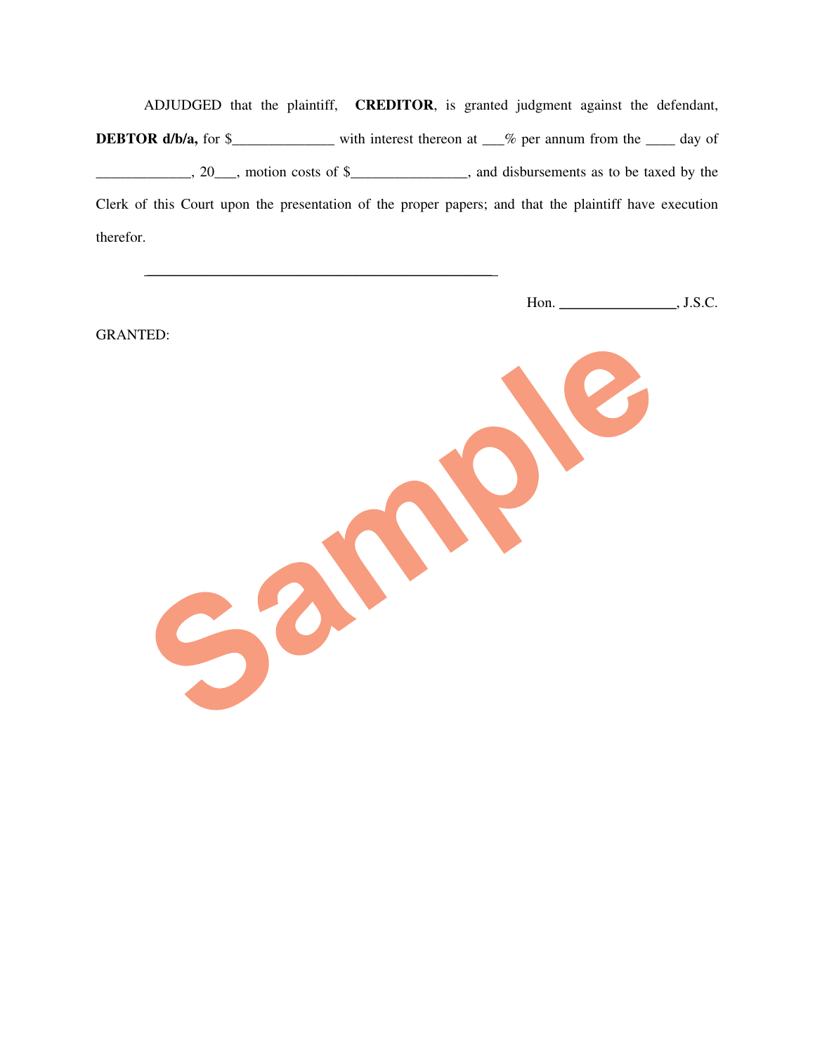ADJUDGED that the plaintiff, **CREDITOR**, is granted judgment against the defendant, **DEBTOR d/b/a,** for $______________ with interest thereon at ___% per annum from the ____ day of _____________, 20___, motion costs of $________________, and disbursements as to be taxed by the Clerk of this Court upon the presentation of the proper papers; and that the plaintiff have execution therefor.

__________________________________________________

Hon. ________________, J.S.C.

GRANTED:

Sample